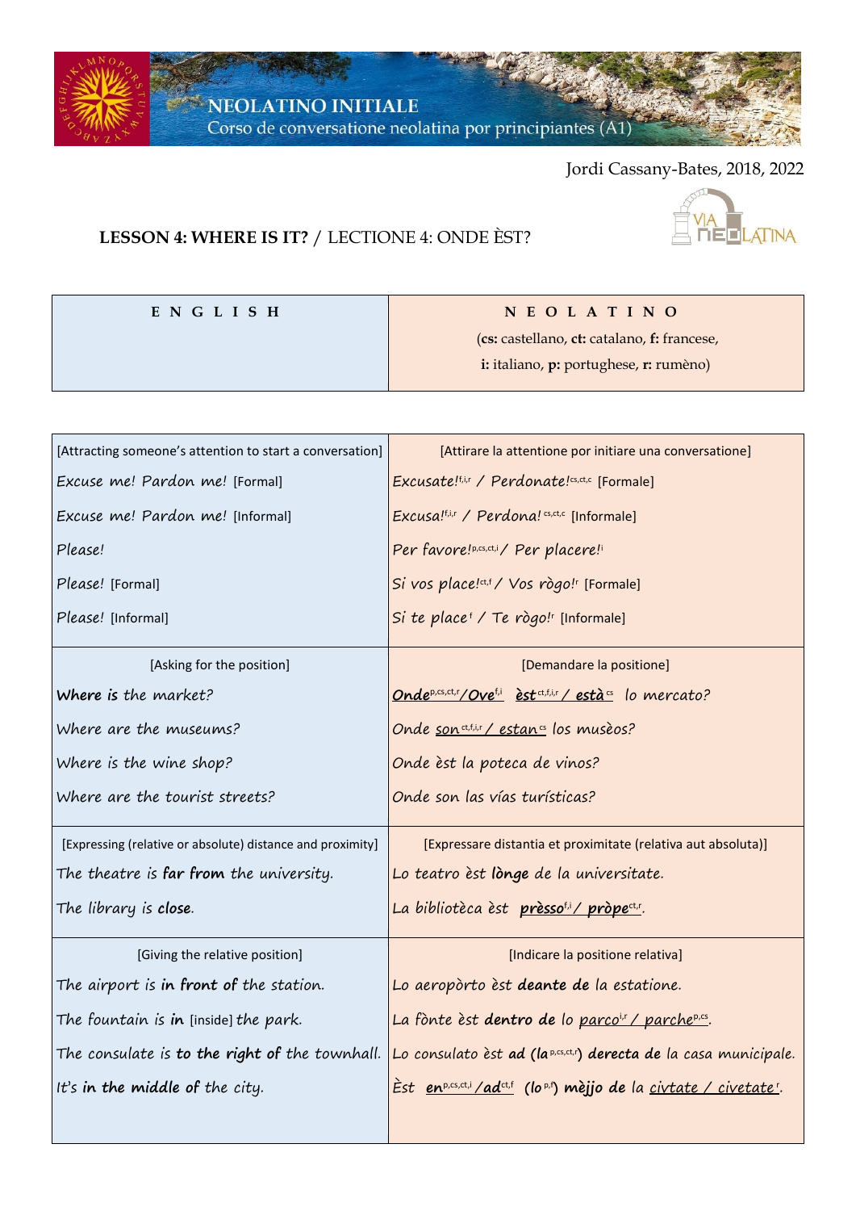NEOLATINO INITIALE

Corso de conversatione neolatina por principiantes (A1)

Jordi Cassany-Bates, 2018, 2022

## LESSON 4: WHERE IS IT? / LECTIONE 4: ONDE ÈST?

| ENGLISH | NEOLATINO (cs: castellano, ct: catalano, f: francese, i: italiano, p: portughese, r: rumèno) |
|---|---|
| [Attracting someone's attention to start a conversation] | [Attirare la attentione por initiare una conversatione] |
| *Excuse me! Pardon me!* [Formal] | *Excusate!*[f,i,r] / *Perdonate!*[cs,ct,c] [Formale] |
| *Excuse me! Pardon me!* [Informal] | *Excusa!*[f,i,r] / *Perdona!*[cs,ct,c] [Informale] |
| *Please!* | *Per favore!*[p,cs,ct,i] / *Per placere!*[i] |
| *Please!* [Formal] | *Si vos place!*[ct,f] / *Vos rògo!*[r] [Formale] |
| *Please!* [Informal] | *Si te place*[f] / *Te rògo!*[r] [Informale] |
| [Asking for the position] | [Demandare la positione] |
| ***Where is*** *the market?* | ***Onde***[p,cs,ct,r]***/Ove***[f,i] ***èst***[ct,f,i,r] ***/ està***[cs] *lo mercato?* |
| *Where are the museums?* | *Onde son*[ct,f,i,r] */ estan*[cs] *los musèos?* |
| *Where is the wine shop?* | *Onde èst la poteca de vinos?* |
| *Where are the tourist streets?* | *Onde son las vías turísticas?* |
| [Expressing (relative or absolute) distance and proximity] | [Expressare distantia et proximitate (relativa aut absoluta)] |
| *The theatre is* ***far from*** *the university.* | *Lo teatro èst* ***lònge*** *de la universitate.* |
| *The library is* ***close****.* | *La bibliotèca èst* ***prèsso***[f,i] ***/ pròpe***[ct,r]*.* |
| [Giving the relative position] | [Indicare la positione relativa] |
| *The airport is* ***in front of*** *the station.* | *Lo aeropòrto èst* ***deante de*** *la estatione.* |
| *The fountain is* ***in*** [inside] *the park.* | *La fònte èst* ***dentro de*** *lo parco*[i,r] */ parche*[p,cs]*.* |
| *The consulate is* ***to the right of*** *the townhall.* | *Lo consulato èst* ***ad (la***[p,cs,ct,r]***) derecta de*** *la casa municipale.* |
| *It's* ***in the middle of*** *the city.* | *Èst* ***en***[p,cs,ct,i] ***/ad***[ct,f] ***(lo***[p,f]***) mèjjo de*** *la civtate / civetate*[r]*.* |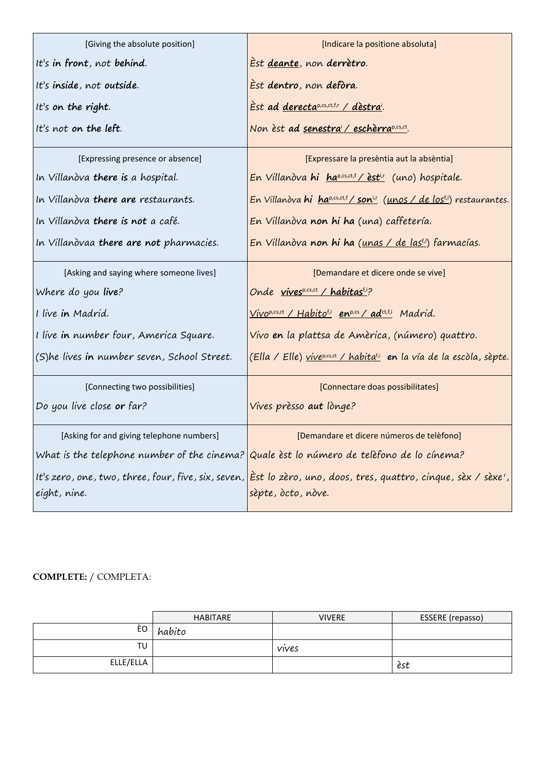| | |
|---|---|
| [Giving the absolute position] | [Indicare la positione absoluta] |
| It's **in front**, not **behind**. | Èst **deante**, non **derrètro**. |
| It's **inside**, not **outside**. | Èst **dentro**, non **defòra**. |
| It's **on the right**. | Èst **ad derecta**[p,cs,ct,f,r] **/ dèstra**[i]. |
| It's not **on the left**. | Non èst **ad senestra**[i] **/ eschèrra**[p,cs,ct]. |
| [Expressing presence or absence] | [Expressare la presèntia aut la absèntia] |
| In Villanòva **there is** a hospital. | En Villanòva **hi ha**[p,cs,ct,f] **/ èst**[i,r] (uno) hospitale. |
| In Villanòva **there are** restaurants. | En Villanòva **hi ha**[p,cs,ct,f] **/ son**[i,r] (unos / de los[f,i]) restaurantes. |
| In Villanòva **there is not** a café. | En Villanòva **non hi ha** (una) caffetería. |
| In Villanòvaa **there are not** pharmacies. | En Villanòva **non hi ha** (unas / de las[f,i]) farmacías. |
| [Asking and saying where someone lives] | [Demandare et dicere onde se vive] |
| Where do you **live**? | Onde **vives**[p,cs,ct] **/ habitas**[f,i]? |
| I live **in** Madrid. | Vivo[p,cs,ct] / Habito[f,i] **en**[p,cs] **/ ad**[ct,f,i] Madrid. |
| I live **in** number four, America Square. | Vivo **en** la plattsa de Amèrica, (número) quattro. |
| (S)he lives **in** number seven, School Street. | (Ella / Elle) vive[p,cs,ct] / habita[f,i] **en** la vía de la escòla, sèpte. |
| [Connecting two possibilities] | [Connectare doas possibilitates] |
| Do you live close **or** far? | Vives prèsso **aut** lònge? |
| [Asking for and giving telephone numbers] | [Demandare et dicere números de telèfono] |
| What is the telephone number of the cinema? | Quale èst lo número de telèfono de lo cínema? |
| It's zero, one, two, three, four, five, six, seven, eight, nine. | Èst lo zèro, uno, doos, tres, quattro, cinque, sèx / sèxe[r], sèpte, òcto, nòve. |

**COMPLETE:** / COMPLETA:

| | HABITARE | VIVERE | ESSERE (repasso) |
|---|---|---|---|
| ÈO | habito | | |
| TU | | vives | |
| ELLE/ELLA | | | èst |